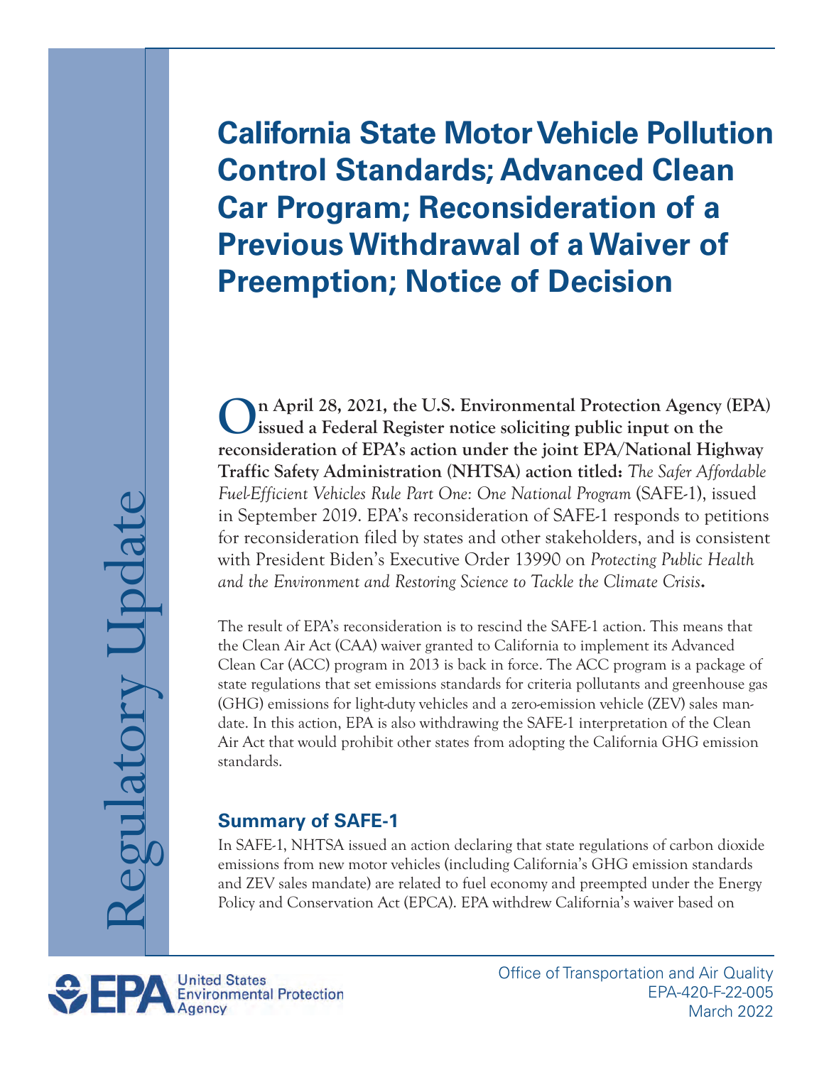# California State Motor Vehicle Pollution Control Standards; Advanced Clean Car Program; Reconsideration of a Previous Withdrawal of a Waiver of Preemption; Notice of Decision

**On April 28, 2021, the U.S. Environmental Protection Agency (EPA) issued a Federal Register notice soliciting public input on the reconsideration of EPA's action under the joint EPA/National Highway Traffic Safety Administration (NHTSA) action titled:** *The Safer Affordable Fuel-Efficient Vehicles Rule Part One: One National Program* (SAFE-1), issued in September 2019. EPA's reconsideration of SAFE-1 responds to petitions for reconsideration filed by states and other stakeholders, and is consistent with President Biden's Executive Order 13990 on *Protecting Public Health and the Environment and Restoring Science to Tackle the Climate Crisis*.

The result of EPA's reconsideration is to rescind the SAFE-1 action. This means that the Clean Air Act (CAA) waiver granted to California to implement its Advanced Clean Car (ACC) program in 2013 is back in force. The ACC program is a package of state regulations that set emissions standards for criteria pollutants and greenhouse gas (GHG) emissions for light-duty vehicles and a zero-emission vehicle (ZEV) sales mandate. In this action, EPA is also withdrawing the SAFE-1 interpretation of the Clean Air Act that would prohibit other states from adopting the California GHG emission standards.

## Summary of SAFE-1

In SAFE-1, NHTSA issued an action declaring that state regulations of carbon dioxide emissions from new motor vehicles (including California's GHG emission standards and ZEV sales mandate) are related to fuel economy and preempted under the Energy Policy and Conservation Act (EPCA). EPA withdrew California's waiver based on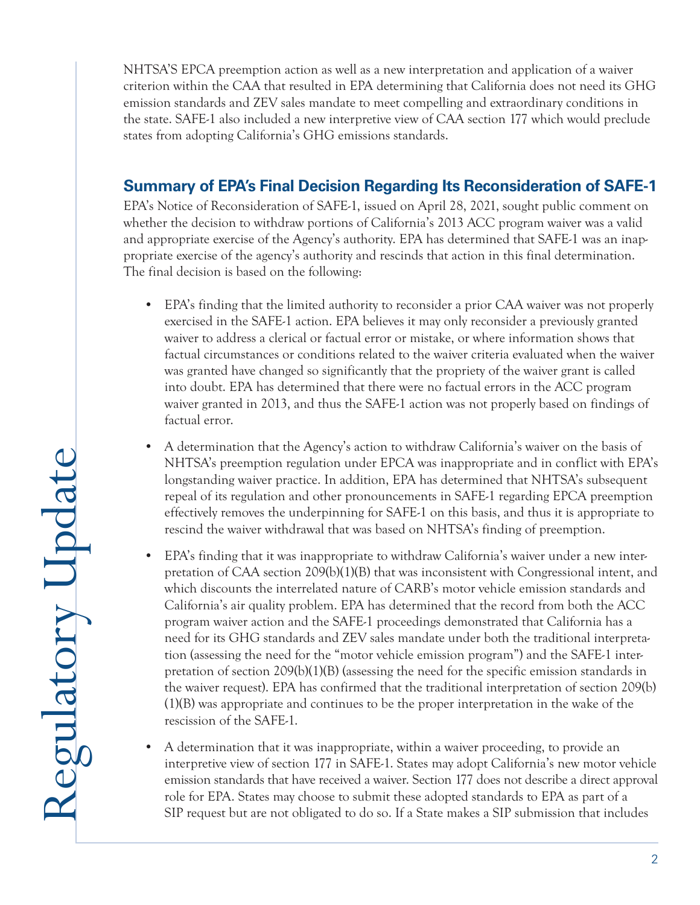NHTSA'S EPCA preemption action as well as a new interpretation and application of a waiver criterion within the CAA that resulted in EPA determining that California does not need its GHG emission standards and ZEV sales mandate to meet compelling and extraordinary conditions in the state. SAFE-1 also included a new interpretive view of CAA section 177 which would preclude states from adopting California's GHG emissions standards.

## Summary of EPA's Final Decision Regarding Its Reconsideration of SAFE-1

EPA's Notice of Reconsideration of SAFE-1, issued on April 28, 2021, sought public comment on whether the decision to withdraw portions of California's 2013 ACC program waiver was a valid and appropriate exercise of the Agency's authority. EPA has determined that SAFE-1 was an inappropriate exercise of the agency's authority and rescinds that action in this final determination. The final decision is based on the following:

- EPA's finding that the limited authority to reconsider a prior CAA waiver was not properly exercised in the SAFE-1 action. EPA believes it may only reconsider a previously granted waiver to address a clerical or factual error or mistake, or where information shows that factual circumstances or conditions related to the waiver criteria evaluated when the waiver was granted have changed so significantly that the propriety of the waiver grant is called into doubt. EPA has determined that there were no factual errors in the ACC program waiver granted in 2013, and thus the SAFE-1 action was not properly based on findings of factual error.
- A determination that the Agency's action to withdraw California's waiver on the basis of NHTSA's preemption regulation under EPCA was inappropriate and in conflict with EPA's longstanding waiver practice. In addition, EPA has determined that NHTSA's subsequent repeal of its regulation and other pronouncements in SAFE-1 regarding EPCA preemption effectively removes the underpinning for SAFE-1 on this basis, and thus it is appropriate to rescind the waiver withdrawal that was based on NHTSA's finding of preemption.
- EPA's finding that it was inappropriate to withdraw California's waiver under a new interpretation of CAA section 209(b)(1)(B) that was inconsistent with Congressional intent, and which discounts the interrelated nature of CARB's motor vehicle emission standards and California's air quality problem. EPA has determined that the record from both the ACC program waiver action and the SAFE-1 proceedings demonstrated that California has a need for its GHG standards and ZEV sales mandate under both the traditional interpretation (assessing the need for the "motor vehicle emission program") and the SAFE-1 interpretation of section 209(b)(1)(B) (assessing the need for the specific emission standards in the waiver request). EPA has confirmed that the traditional interpretation of section 209(b)(1)(B) was appropriate and continues to be the proper interpretation in the wake of the rescission of the SAFE-1.
- A determination that it was inappropriate, within a waiver proceeding, to provide an interpretive view of section 177 in SAFE-1. States may adopt California's new motor vehicle emission standards that have received a waiver. Section 177 does not describe a direct approval role for EPA. States may choose to submit these adopted standards to EPA as part of a SIP request but are not obligated to do so. If a State makes a SIP submission that includes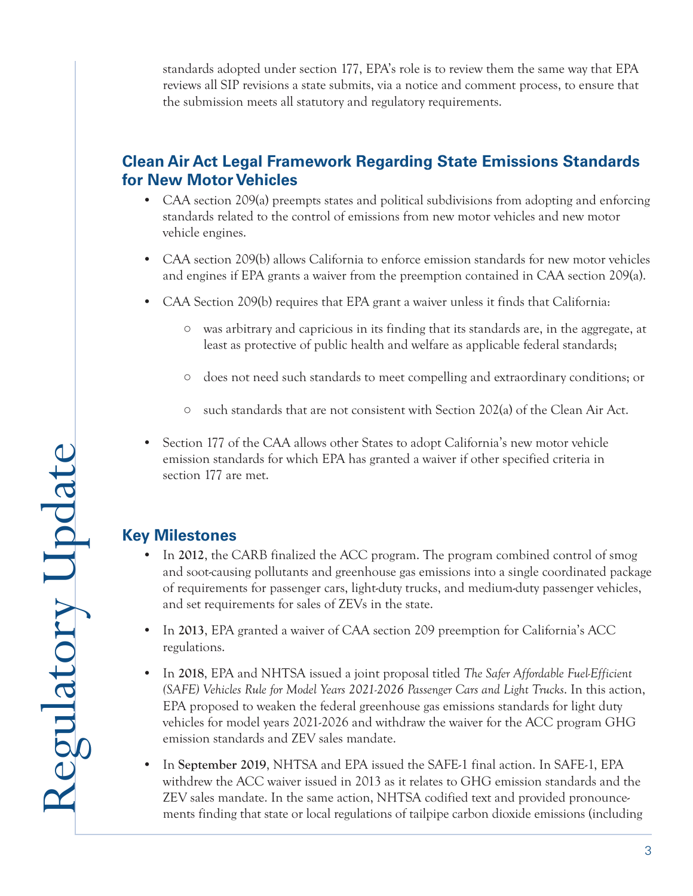standards adopted under section 177, EPA's role is to review them the same way that EPA reviews all SIP revisions a state submits, via a notice and comment process, to ensure that the submission meets all statutory and regulatory requirements.

## Clean Air Act Legal Framework Regarding State Emissions Standards for New Motor Vehicles

- CAA section 209(a) preempts states and political subdivisions from adopting and enforcing standards related to the control of emissions from new motor vehicles and new motor vehicle engines.
- CAA section 209(b) allows California to enforce emission standards for new motor vehicles and engines if EPA grants a waiver from the preemption contained in CAA section 209(a).
- CAA Section 209(b) requires that EPA grant a waiver unless it finds that California:
  - was arbitrary and capricious in its finding that its standards are, in the aggregate, at least as protective of public health and welfare as applicable federal standards;
  - does not need such standards to meet compelling and extraordinary conditions; or
  - such standards that are not consistent with Section 202(a) of the Clean Air Act.
- Section 177 of the CAA allows other States to adopt California's new motor vehicle emission standards for which EPA has granted a waiver if other specified criteria in section 177 are met.

## Key Milestones

- In **2012**, the CARB finalized the ACC program. The program combined control of smog and soot-causing pollutants and greenhouse gas emissions into a single coordinated package of requirements for passenger cars, light-duty trucks, and medium-duty passenger vehicles, and set requirements for sales of ZEVs in the state.
- In **2013**, EPA granted a waiver of CAA section 209 preemption for California's ACC regulations.
- In **2018**, EPA and NHTSA issued a joint proposal titled *The Safer Affordable Fuel-Efficient (SAFE) Vehicles Rule for Model Years 2021-2026 Passenger Cars and Light Trucks*. In this action, EPA proposed to weaken the federal greenhouse gas emissions standards for light duty vehicles for model years 2021-2026 and withdraw the waiver for the ACC program GHG emission standards and ZEV sales mandate.
- In **September 2019**, NHTSA and EPA issued the SAFE-1 final action. In SAFE-1, EPA withdrew the ACC waiver issued in 2013 as it relates to GHG emission standards and the ZEV sales mandate. In the same action, NHTSA codified text and provided pronouncements finding that state or local regulations of tailpipe carbon dioxide emissions (including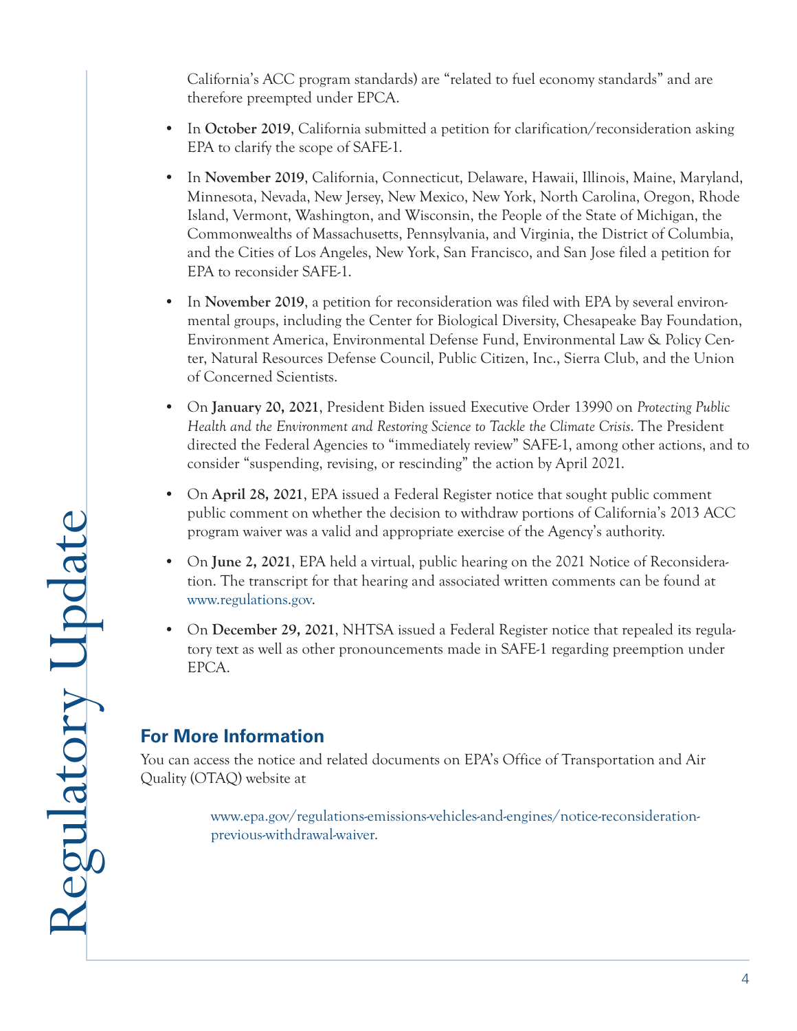California's ACC program standards) are "related to fuel economy standards" and are therefore preempted under EPCA.

- In **October 2019**, California submitted a petition for clarification/reconsideration asking EPA to clarify the scope of SAFE-1.
- In **November 2019**, California, Connecticut, Delaware, Hawaii, Illinois, Maine, Maryland, Minnesota, Nevada, New Jersey, New Mexico, New York, North Carolina, Oregon, Rhode Island, Vermont, Washington, and Wisconsin, the People of the State of Michigan, the Commonwealths of Massachusetts, Pennsylvania, and Virginia, the District of Columbia, and the Cities of Los Angeles, New York, San Francisco, and San Jose filed a petition for EPA to reconsider SAFE-1.
- In **November 2019**, a petition for reconsideration was filed with EPA by several environmental groups, including the Center for Biological Diversity, Chesapeake Bay Foundation, Environment America, Environmental Defense Fund, Environmental Law & Policy Center, Natural Resources Defense Council, Public Citizen, Inc., Sierra Club, and the Union of Concerned Scientists.
- On **January 20, 2021**, President Biden issued Executive Order 13990 on *Protecting Public Health and the Environment and Restoring Science to Tackle the Climate Crisis*. The President directed the Federal Agencies to "immediately review" SAFE-1, among other actions, and to consider "suspending, revising, or rescinding" the action by April 2021.
- On **April 28, 2021**, EPA issued a Federal Register notice that sought public comment public comment on whether the decision to withdraw portions of California's 2013 ACC program waiver was a valid and appropriate exercise of the Agency's authority.
- On **June 2, 2021**, EPA held a virtual, public hearing on the 2021 Notice of Reconsideration. The transcript for that hearing and associated written comments can be found at www.regulations.gov.
- On **December 29, 2021**, NHTSA issued a Federal Register notice that repealed its regulatory text as well as other pronouncements made in SAFE-1 regarding preemption under EPCA.

## For More Information

You can access the notice and related documents on EPA's Office of Transportation and Air Quality (OTAQ) website at

www.epa.gov/regulations-emissions-vehicles-and-engines/notice-reconsideration-previous-withdrawal-waiver.